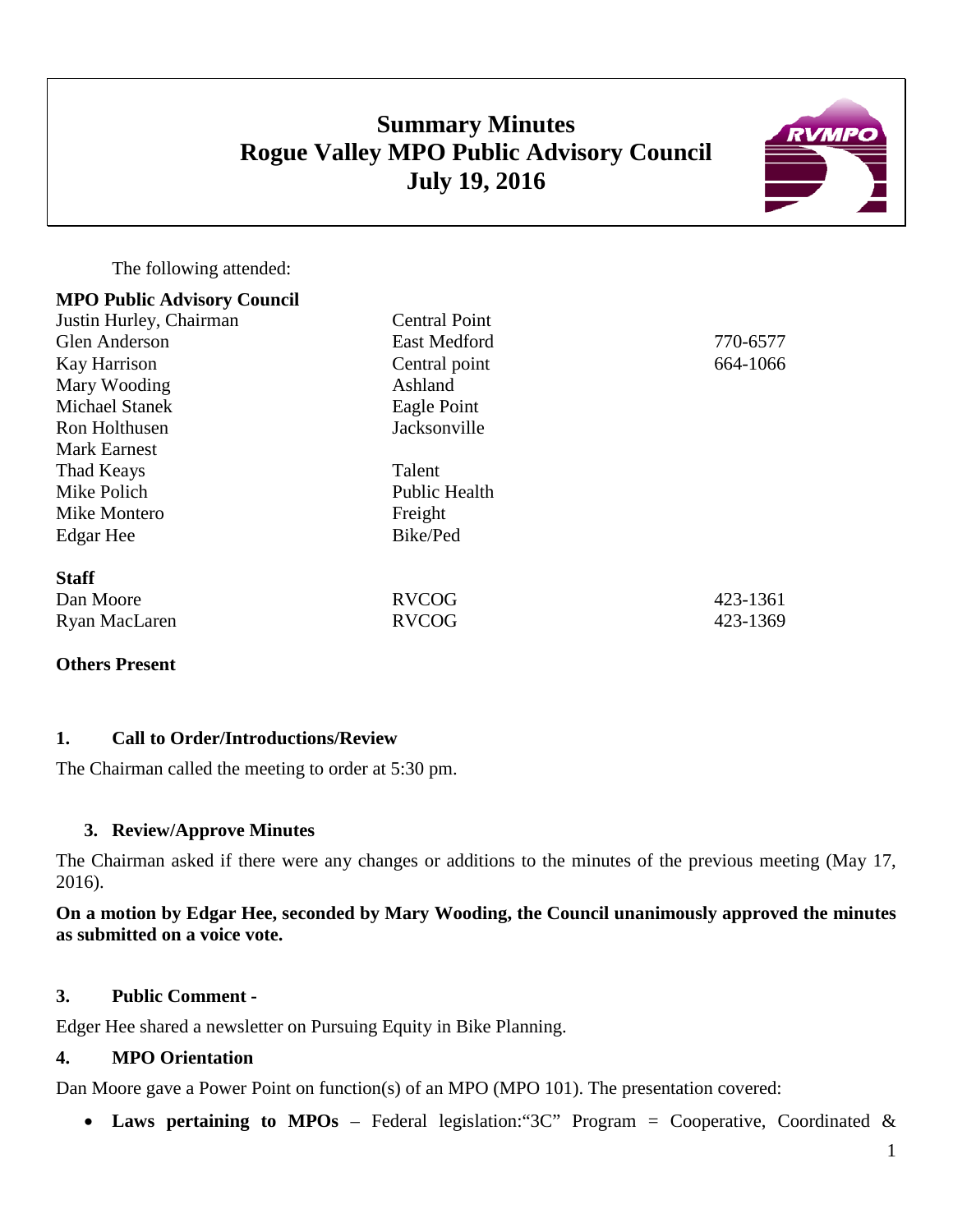# Summary Minutes
# Rogue Valley MPO Public Advisory Council
# July 19, 2016

The following attended:

**MPO Public Advisory Council**

| | | |
|---|---|---|
| Justin Hurley, Chairman | Central Point | |
| Glen Anderson | East Medford | 770-6577 |
| Kay Harrison | Central point | 664-1066 |
| Mary Wooding | Ashland | |
| Michael Stanek | Eagle Point | |
| Ron Holthusen | Jacksonville | |
| Mark Earnest | | |
| Thad Keays | Talent | |
| Mike Polich | Public Health | |
| Mike Montero | Freight | |
| Edgar Hee | Bike/Ped | |

**Staff**

| | | |
|---|---|---|
| Dan Moore | RVCOG | 423-1361 |
| Ryan MacLaren | RVCOG | 423-1369 |

**Others Present**

### 1. Call to Order/Introductions/Review

The Chairman called the meeting to order at 5:30 pm.

### 3. Review/Approve Minutes

The Chairman asked if there were any changes or additions to the minutes of the previous meeting (May 17, 2016).

**On a motion by Edgar Hee, seconded by Mary Wooding, the Council unanimously approved the minutes as submitted on a voice vote.**

### 3. Public Comment -

Edger Hee shared a newsletter on Pursuing Equity in Bike Planning.

### 4. MPO Orientation

Dan Moore gave a Power Point on function(s) of an MPO (MPO 101). The presentation covered:

- **Laws pertaining to MPOs** – Federal legislation:"3C" Program = Cooperative, Coordinated &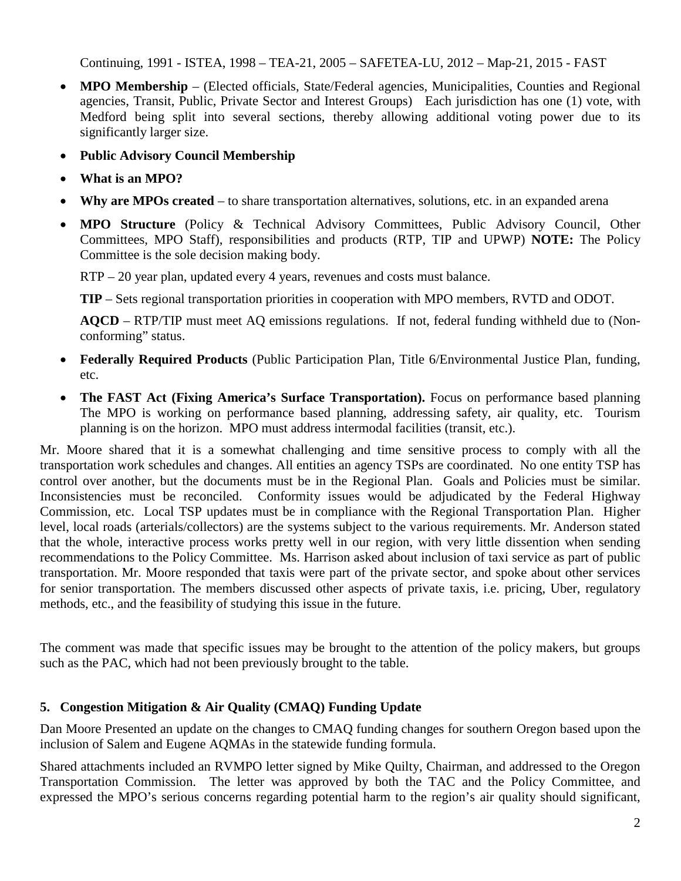Continuing, 1991 - ISTEA, 1998 – TEA-21, 2005 – SAFETEA-LU, 2012 – Map-21, 2015 - FAST

- **MPO Membership** – (Elected officials, State/Federal agencies, Municipalities, Counties and Regional agencies, Transit, Public, Private Sector and Interest Groups) Each jurisdiction has one (1) vote, with Medford being split into several sections, thereby allowing additional voting power due to its significantly larger size.
- **Public Advisory Council Membership**
- **What is an MPO?**
- **Why are MPOs created** – to share transportation alternatives, solutions, etc. in an expanded arena
- **MPO Structure** (Policy & Technical Advisory Committees, Public Advisory Council, Other Committees, MPO Staff), responsibilities and products (RTP, TIP and UPWP) **NOTE:** The Policy Committee is the sole decision making body.

  RTP – 20 year plan, updated every 4 years, revenues and costs must balance.

  **TIP** – Sets regional transportation priorities in cooperation with MPO members, RVTD and ODOT.

  **AQCD** – RTP/TIP must meet AQ emissions regulations. If not, federal funding withheld due to (Non-conforming" status.

- **Federally Required Products** (Public Participation Plan, Title 6/Environmental Justice Plan, funding, etc.
- **The FAST Act (Fixing America's Surface Transportation).** Focus on performance based planning The MPO is working on performance based planning, addressing safety, air quality, etc. Tourism planning is on the horizon. MPO must address intermodal facilities (transit, etc.).

Mr. Moore shared that it is a somewhat challenging and time sensitive process to comply with all the transportation work schedules and changes. All entities an agency TSPs are coordinated. No one entity TSP has control over another, but the documents must be in the Regional Plan. Goals and Policies must be similar. Inconsistencies must be reconciled. Conformity issues would be adjudicated by the Federal Highway Commission, etc. Local TSP updates must be in compliance with the Regional Transportation Plan. Higher level, local roads (arterials/collectors) are the systems subject to the various requirements. Mr. Anderson stated that the whole, interactive process works pretty well in our region, with very little dissention when sending recommendations to the Policy Committee. Ms. Harrison asked about inclusion of taxi service as part of public transportation. Mr. Moore responded that taxis were part of the private sector, and spoke about other services for senior transportation. The members discussed other aspects of private taxis, i.e. pricing, Uber, regulatory methods, etc., and the feasibility of studying this issue in the future.

The comment was made that specific issues may be brought to the attention of the policy makers, but groups such as the PAC, which had not been previously brought to the table.

### 5. Congestion Mitigation & Air Quality (CMAQ) Funding Update

Dan Moore Presented an update on the changes to CMAQ funding changes for southern Oregon based upon the inclusion of Salem and Eugene AQMAs in the statewide funding formula.

Shared attachments included an RVMPO letter signed by Mike Quilty, Chairman, and addressed to the Oregon Transportation Commission. The letter was approved by both the TAC and the Policy Committee, and expressed the MPO's serious concerns regarding potential harm to the region's air quality should significant,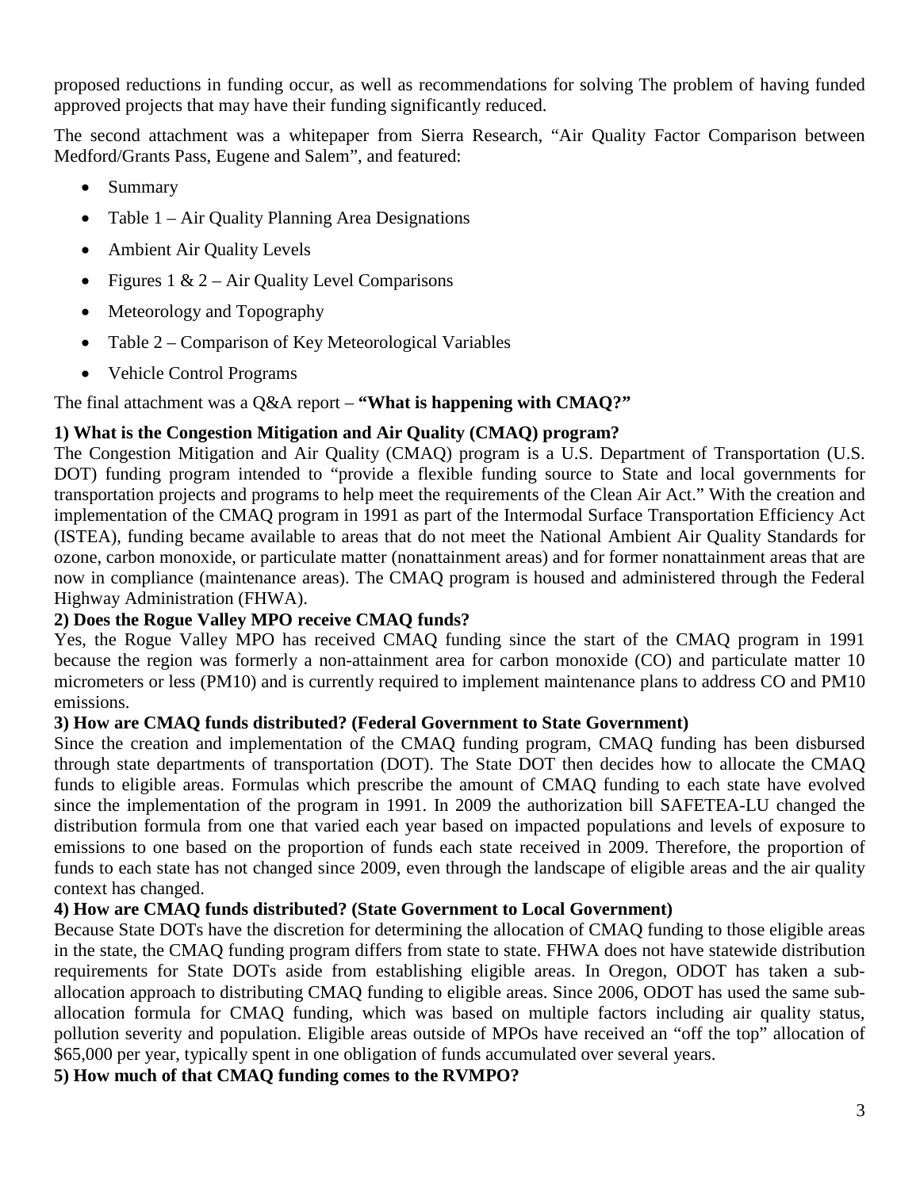proposed reductions in funding occur, as well as recommendations for solving The problem of having funded approved projects that may have their funding significantly reduced.

The second attachment was a whitepaper from Sierra Research, "Air Quality Factor Comparison between Medford/Grants Pass, Eugene and Salem", and featured:

- Summary
- Table 1 – Air Quality Planning Area Designations
- Ambient Air Quality Levels
- Figures 1 & 2 – Air Quality Level Comparisons
- Meteorology and Topography
- Table 2 – Comparison of Key Meteorological Variables
- Vehicle Control Programs

The final attachment was a Q&A report – **"What is happening with CMAQ?"**

**1) What is the Congestion Mitigation and Air Quality (CMAQ) program?**

The Congestion Mitigation and Air Quality (CMAQ) program is a U.S. Department of Transportation (U.S. DOT) funding program intended to "provide a flexible funding source to State and local governments for transportation projects and programs to help meet the requirements of the Clean Air Act." With the creation and implementation of the CMAQ program in 1991 as part of the Intermodal Surface Transportation Efficiency Act (ISTEA), funding became available to areas that do not meet the National Ambient Air Quality Standards for ozone, carbon monoxide, or particulate matter (nonattainment areas) and for former nonattainment areas that are now in compliance (maintenance areas). The CMAQ program is housed and administered through the Federal Highway Administration (FHWA).

**2) Does the Rogue Valley MPO receive CMAQ funds?**

Yes, the Rogue Valley MPO has received CMAQ funding since the start of the CMAQ program in 1991 because the region was formerly a non-attainment area for carbon monoxide (CO) and particulate matter 10 micrometers or less (PM10) and is currently required to implement maintenance plans to address CO and PM10 emissions.

**3) How are CMAQ funds distributed? (Federal Government to State Government)**

Since the creation and implementation of the CMAQ funding program, CMAQ funding has been disbursed through state departments of transportation (DOT). The State DOT then decides how to allocate the CMAQ funds to eligible areas. Formulas which prescribe the amount of CMAQ funding to each state have evolved since the implementation of the program in 1991. In 2009 the authorization bill SAFETEA-LU changed the distribution formula from one that varied each year based on impacted populations and levels of exposure to emissions to one based on the proportion of funds each state received in 2009. Therefore, the proportion of funds to each state has not changed since 2009, even through the landscape of eligible areas and the air quality context has changed.

**4) How are CMAQ funds distributed? (State Government to Local Government)**

Because State DOTs have the discretion for determining the allocation of CMAQ funding to those eligible areas in the state, the CMAQ funding program differs from state to state. FHWA does not have statewide distribution requirements for State DOTs aside from establishing eligible areas. In Oregon, ODOT has taken a sub-allocation approach to distributing CMAQ funding to eligible areas. Since 2006, ODOT has used the same sub-allocation formula for CMAQ funding, which was based on multiple factors including air quality status, pollution severity and population. Eligible areas outside of MPOs have received an "off the top" allocation of $65,000 per year, typically spent in one obligation of funds accumulated over several years.

**5) How much of that CMAQ funding comes to the RVMPO?**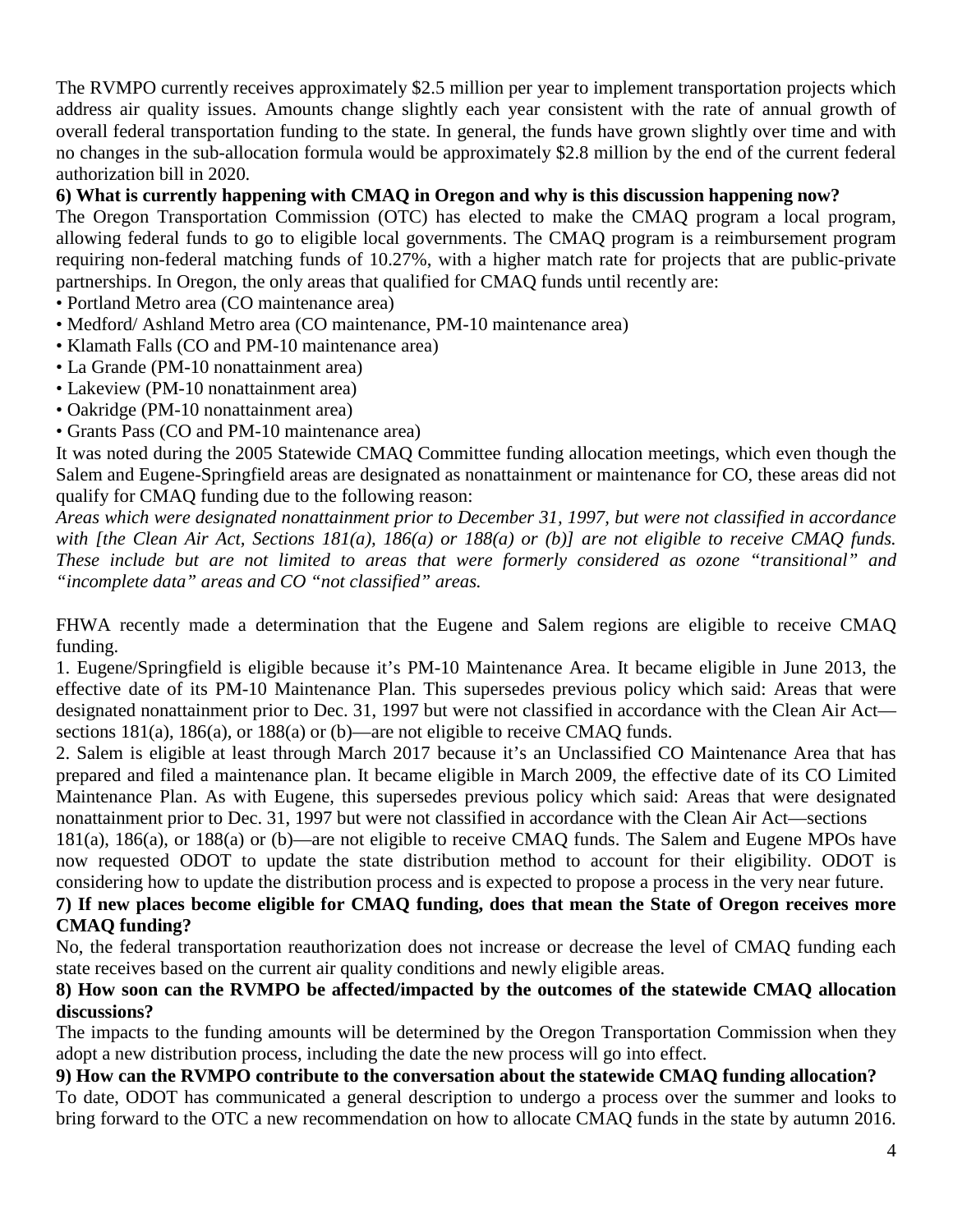The RVMPO currently receives approximately $2.5 million per year to implement transportation projects which address air quality issues. Amounts change slightly each year consistent with the rate of annual growth of overall federal transportation funding to the state. In general, the funds have grown slightly over time and with no changes in the sub-allocation formula would be approximately $2.8 million by the end of the current federal authorization bill in 2020.

**6) What is currently happening with CMAQ in Oregon and why is this discussion happening now?**

The Oregon Transportation Commission (OTC) has elected to make the CMAQ program a local program, allowing federal funds to go to eligible local governments. The CMAQ program is a reimbursement program requiring non-federal matching funds of 10.27%, with a higher match rate for projects that are public-private partnerships. In Oregon, the only areas that qualified for CMAQ funds until recently are:

- Portland Metro area (CO maintenance area)
- Medford/ Ashland Metro area (CO maintenance, PM-10 maintenance area)
- Klamath Falls (CO and PM-10 maintenance area)
- La Grande (PM-10 nonattainment area)
- Lakeview (PM-10 nonattainment area)
- Oakridge (PM-10 nonattainment area)
- Grants Pass (CO and PM-10 maintenance area)

It was noted during the 2005 Statewide CMAQ Committee funding allocation meetings, which even though the Salem and Eugene-Springfield areas are designated as nonattainment or maintenance for CO, these areas did not qualify for CMAQ funding due to the following reason:

*Areas which were designated nonattainment prior to December 31, 1997, but were not classified in accordance with [the Clean Air Act, Sections 181(a), 186(a) or 188(a) or (b)] are not eligible to receive CMAQ funds. These include but are not limited to areas that were formerly considered as ozone "transitional" and "incomplete data" areas and CO "not classified" areas.*

FHWA recently made a determination that the Eugene and Salem regions are eligible to receive CMAQ funding.

1. Eugene/Springfield is eligible because it's PM-10 Maintenance Area. It became eligible in June 2013, the effective date of its PM-10 Maintenance Plan. This supersedes previous policy which said: Areas that were designated nonattainment prior to Dec. 31, 1997 but were not classified in accordance with the Clean Air Act—sections 181(a), 186(a), or 188(a) or (b)—are not eligible to receive CMAQ funds.
2. Salem is eligible at least through March 2017 because it's an Unclassified CO Maintenance Area that has prepared and filed a maintenance plan. It became eligible in March 2009, the effective date of its CO Limited Maintenance Plan. As with Eugene, this supersedes previous policy which said: Areas that were designated nonattainment prior to Dec. 31, 1997 but were not classified in accordance with the Clean Air Act—sections 181(a), 186(a), or 188(a) or (b)—are not eligible to receive CMAQ funds. The Salem and Eugene MPOs have now requested ODOT to update the state distribution method to account for their eligibility. ODOT is considering how to update the distribution process and is expected to propose a process in the very near future.

**7) If new places become eligible for CMAQ funding, does that mean the State of Oregon receives more CMAQ funding?**

No, the federal transportation reauthorization does not increase or decrease the level of CMAQ funding each state receives based on the current air quality conditions and newly eligible areas.

**8) How soon can the RVMPO be affected/impacted by the outcomes of the statewide CMAQ allocation discussions?**

The impacts to the funding amounts will be determined by the Oregon Transportation Commission when they adopt a new distribution process, including the date the new process will go into effect.

**9) How can the RVMPO contribute to the conversation about the statewide CMAQ funding allocation?**

To date, ODOT has communicated a general description to undergo a process over the summer and looks to bring forward to the OTC a new recommendation on how to allocate CMAQ funds in the state by autumn 2016.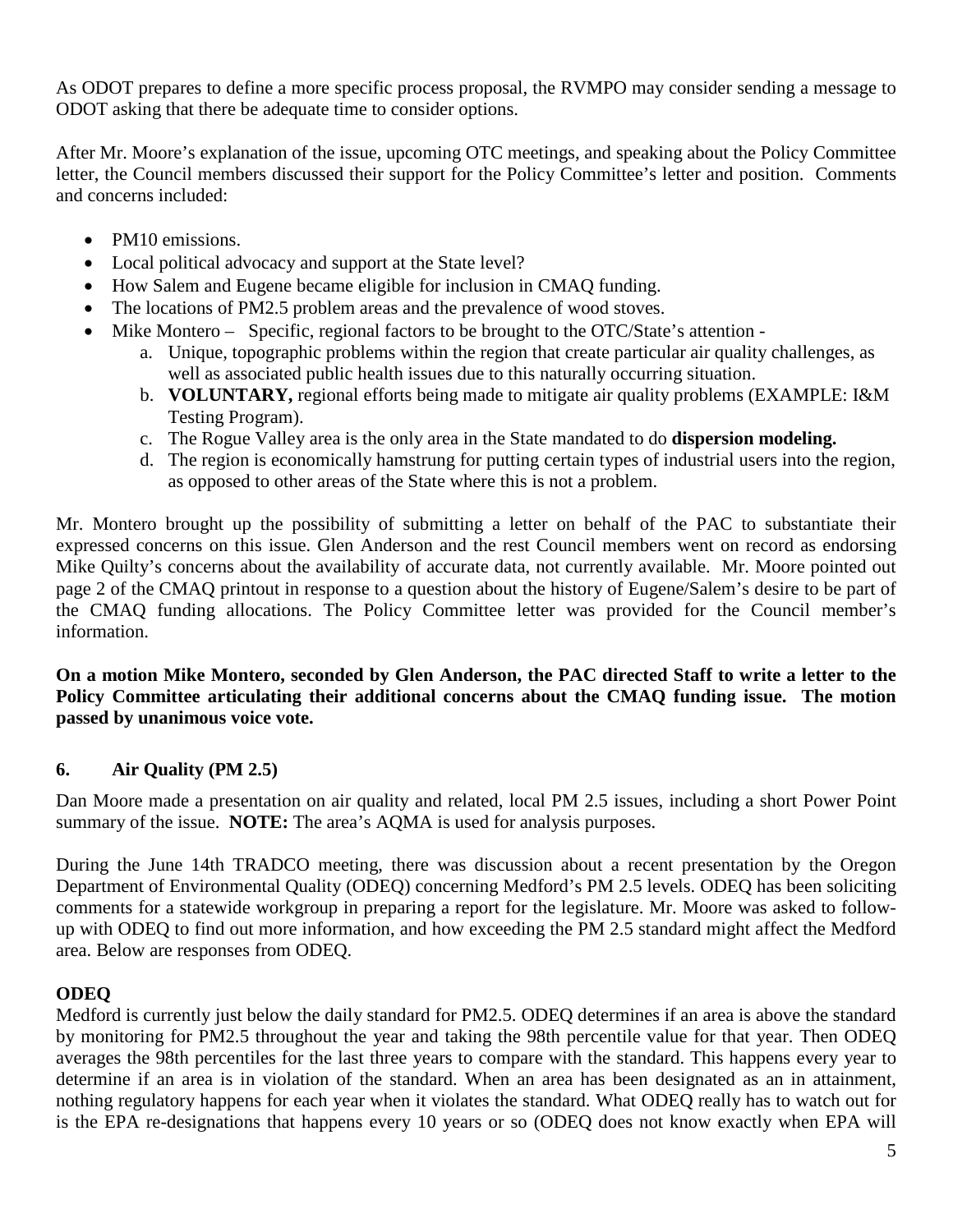As ODOT prepares to define a more specific process proposal, the RVMPO may consider sending a message to ODOT asking that there be adequate time to consider options.

After Mr. Moore's explanation of the issue, upcoming OTC meetings, and speaking about the Policy Committee letter, the Council members discussed their support for the Policy Committee's letter and position. Comments and concerns included:

- PM10 emissions.
- Local political advocacy and support at the State level?
- How Salem and Eugene became eligible for inclusion in CMAQ funding.
- The locations of PM2.5 problem areas and the prevalence of wood stoves.
- Mike Montero – Specific, regional factors to be brought to the OTC/State's attention -
    a. Unique, topographic problems within the region that create particular air quality challenges, as well as associated public health issues due to this naturally occurring situation.
    b. **VOLUNTARY,** regional efforts being made to mitigate air quality problems (EXAMPLE: I&M Testing Program).
    c. The Rogue Valley area is the only area in the State mandated to do **dispersion modeling.**
    d. The region is economically hamstrung for putting certain types of industrial users into the region, as opposed to other areas of the State where this is not a problem.

Mr. Montero brought up the possibility of submitting a letter on behalf of the PAC to substantiate their expressed concerns on this issue. Glen Anderson and the rest Council members went on record as endorsing Mike Quilty's concerns about the availability of accurate data, not currently available. Mr. Moore pointed out page 2 of the CMAQ printout in response to a question about the history of Eugene/Salem's desire to be part of the CMAQ funding allocations. The Policy Committee letter was provided for the Council member's information.

**On a motion Mike Montero, seconded by Glen Anderson, the PAC directed Staff to write a letter to the Policy Committee articulating their additional concerns about the CMAQ funding issue. The motion passed by unanimous voice vote.**

## 6. Air Quality (PM 2.5)

Dan Moore made a presentation on air quality and related, local PM 2.5 issues, including a short Power Point summary of the issue. **NOTE:** The area's AQMA is used for analysis purposes.

During the June 14th TRADCO meeting, there was discussion about a recent presentation by the Oregon Department of Environmental Quality (ODEQ) concerning Medford's PM 2.5 levels. ODEQ has been soliciting comments for a statewide workgroup in preparing a report for the legislature. Mr. Moore was asked to follow-up with ODEQ to find out more information, and how exceeding the PM 2.5 standard might affect the Medford area. Below are responses from ODEQ.

### ODEQ

Medford is currently just below the daily standard for PM2.5. ODEQ determines if an area is above the standard by monitoring for PM2.5 throughout the year and taking the 98th percentile value for that year. Then ODEQ averages the 98th percentiles for the last three years to compare with the standard. This happens every year to determine if an area is in violation of the standard. When an area has been designated as an in attainment, nothing regulatory happens for each year when it violates the standard. What ODEQ really has to watch out for is the EPA re-designations that happens every 10 years or so (ODEQ does not know exactly when EPA will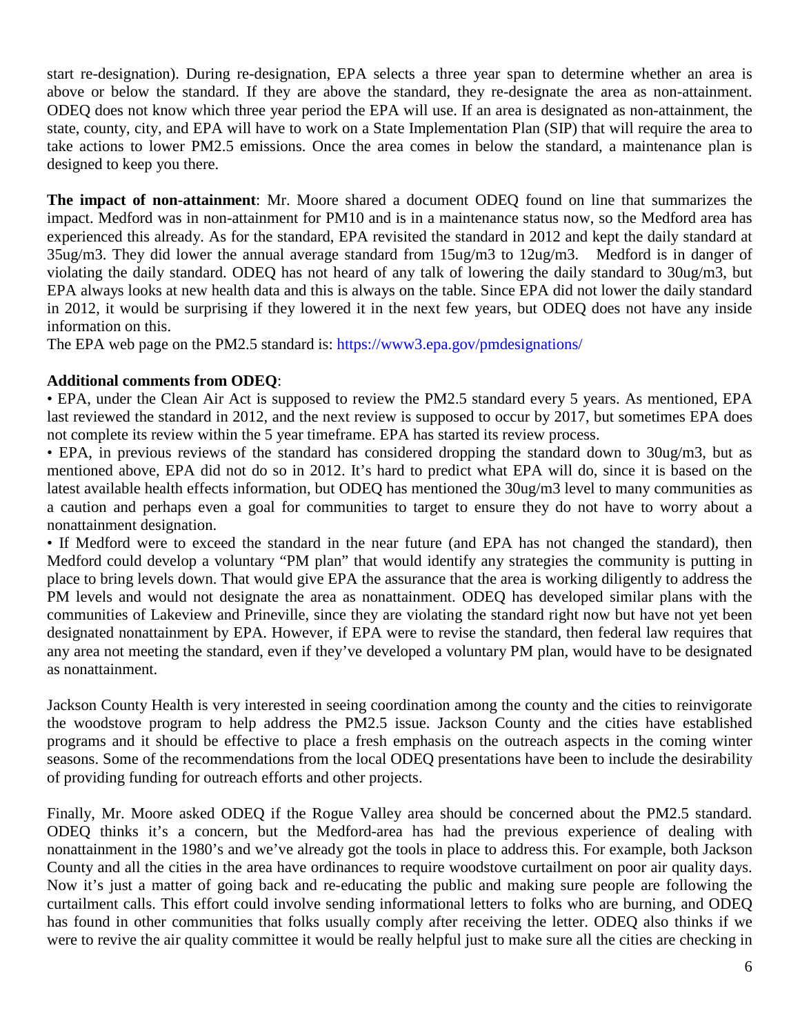start re-designation). During re-designation, EPA selects a three year span to determine whether an area is above or below the standard. If they are above the standard, they re-designate the area as non-attainment. ODEQ does not know which three year period the EPA will use. If an area is designated as non-attainment, the state, county, city, and EPA will have to work on a State Implementation Plan (SIP) that will require the area to take actions to lower PM2.5 emissions. Once the area comes in below the standard, a maintenance plan is designed to keep you there.

**The impact of non-attainment**: Mr. Moore shared a document ODEQ found on line that summarizes the impact. Medford was in non-attainment for PM10 and is in a maintenance status now, so the Medford area has experienced this already. As for the standard, EPA revisited the standard in 2012 and kept the daily standard at 35ug/m3. They did lower the annual average standard from 15ug/m3 to 12ug/m3. Medford is in danger of violating the daily standard. ODEQ has not heard of any talk of lowering the daily standard to 30ug/m3, but EPA always looks at new health data and this is always on the table. Since EPA did not lower the daily standard in 2012, it would be surprising if they lowered it in the next few years, but ODEQ does not have any inside information on this.
The EPA web page on the PM2.5 standard is: https://www3.epa.gov/pmdesignations/

**Additional comments from ODEQ**:

- EPA, under the Clean Air Act is supposed to review the PM2.5 standard every 5 years. As mentioned, EPA last reviewed the standard in 2012, and the next review is supposed to occur by 2017, but sometimes EPA does not complete its review within the 5 year timeframe. EPA has started its review process.
- EPA, in previous reviews of the standard has considered dropping the standard down to 30ug/m3, but as mentioned above, EPA did not do so in 2012. It's hard to predict what EPA will do, since it is based on the latest available health effects information, but ODEQ has mentioned the 30ug/m3 level to many communities as a caution and perhaps even a goal for communities to target to ensure they do not have to worry about a nonattainment designation.
- If Medford were to exceed the standard in the near future (and EPA has not changed the standard), then Medford could develop a voluntary "PM plan" that would identify any strategies the community is putting in place to bring levels down. That would give EPA the assurance that the area is working diligently to address the PM levels and would not designate the area as nonattainment. ODEQ has developed similar plans with the communities of Lakeview and Prineville, since they are violating the standard right now but have not yet been designated nonattainment by EPA. However, if EPA were to revise the standard, then federal law requires that any area not meeting the standard, even if they've developed a voluntary PM plan, would have to be designated as nonattainment.

Jackson County Health is very interested in seeing coordination among the county and the cities to reinvigorate the woodstove program to help address the PM2.5 issue. Jackson County and the cities have established programs and it should be effective to place a fresh emphasis on the outreach aspects in the coming winter seasons. Some of the recommendations from the local ODEQ presentations have been to include the desirability of providing funding for outreach efforts and other projects.

Finally, Mr. Moore asked ODEQ if the Rogue Valley area should be concerned about the PM2.5 standard. ODEQ thinks it's a concern, but the Medford-area has had the previous experience of dealing with nonattainment in the 1980's and we've already got the tools in place to address this. For example, both Jackson County and all the cities in the area have ordinances to require woodstove curtailment on poor air quality days. Now it's just a matter of going back and re-educating the public and making sure people are following the curtailment calls. This effort could involve sending informational letters to folks who are burning, and ODEQ has found in other communities that folks usually comply after receiving the letter. ODEQ also thinks if we were to revive the air quality committee it would be really helpful just to make sure all the cities are checking in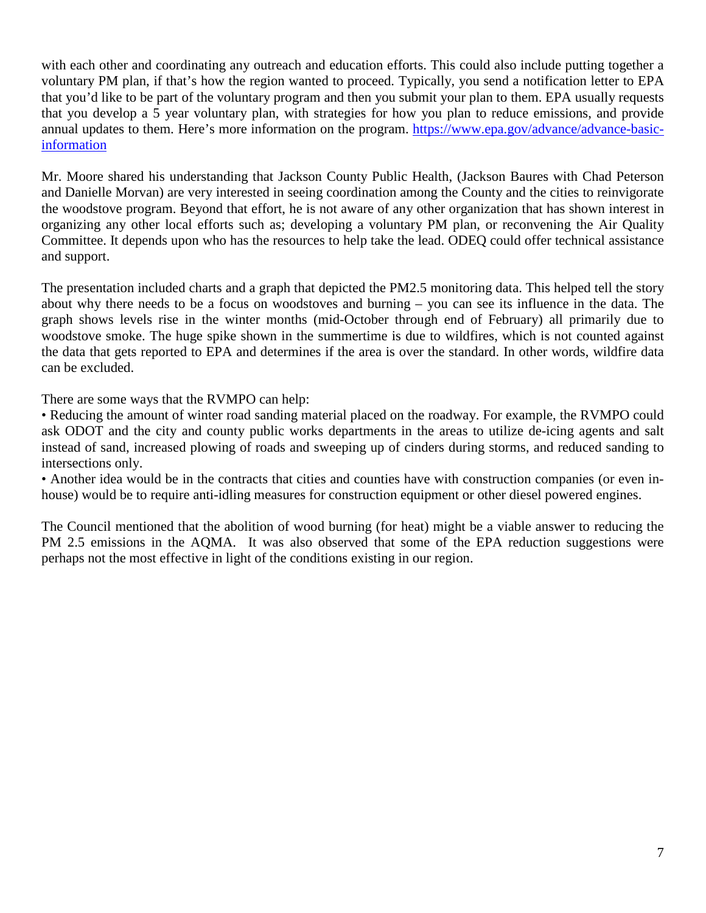with each other and coordinating any outreach and education efforts. This could also include putting together a voluntary PM plan, if that's how the region wanted to proceed. Typically, you send a notification letter to EPA that you'd like to be part of the voluntary program and then you submit your plan to them. EPA usually requests that you develop a 5 year voluntary plan, with strategies for how you plan to reduce emissions, and provide annual updates to them. Here's more information on the program. [https://www.epa.gov/advance/advance-basic-information](https://www.epa.gov/advance/advance-basic-information)

Mr. Moore shared his understanding that Jackson County Public Health, (Jackson Baures with Chad Peterson and Danielle Morvan) are very interested in seeing coordination among the County and the cities to reinvigorate the woodstove program. Beyond that effort, he is not aware of any other organization that has shown interest in organizing any other local efforts such as; developing a voluntary PM plan, or reconvening the Air Quality Committee. It depends upon who has the resources to help take the lead. ODEQ could offer technical assistance and support.

The presentation included charts and a graph that depicted the PM2.5 monitoring data. This helped tell the story about why there needs to be a focus on woodstoves and burning – you can see its influence in the data. The graph shows levels rise in the winter months (mid-October through end of February) all primarily due to woodstove smoke. The huge spike shown in the summertime is due to wildfires, which is not counted against the data that gets reported to EPA and determines if the area is over the standard. In other words, wildfire data can be excluded.

There are some ways that the RVMPO can help:

- Reducing the amount of winter road sanding material placed on the roadway. For example, the RVMPO could ask ODOT and the city and county public works departments in the areas to utilize de-icing agents and salt instead of sand, increased plowing of roads and sweeping up of cinders during storms, and reduced sanding to intersections only.
- Another idea would be in the contracts that cities and counties have with construction companies (or even in-house) would be to require anti-idling measures for construction equipment or other diesel powered engines.

The Council mentioned that the abolition of wood burning (for heat) might be a viable answer to reducing the PM 2.5 emissions in the AQMA. It was also observed that some of the EPA reduction suggestions were perhaps not the most effective in light of the conditions existing in our region.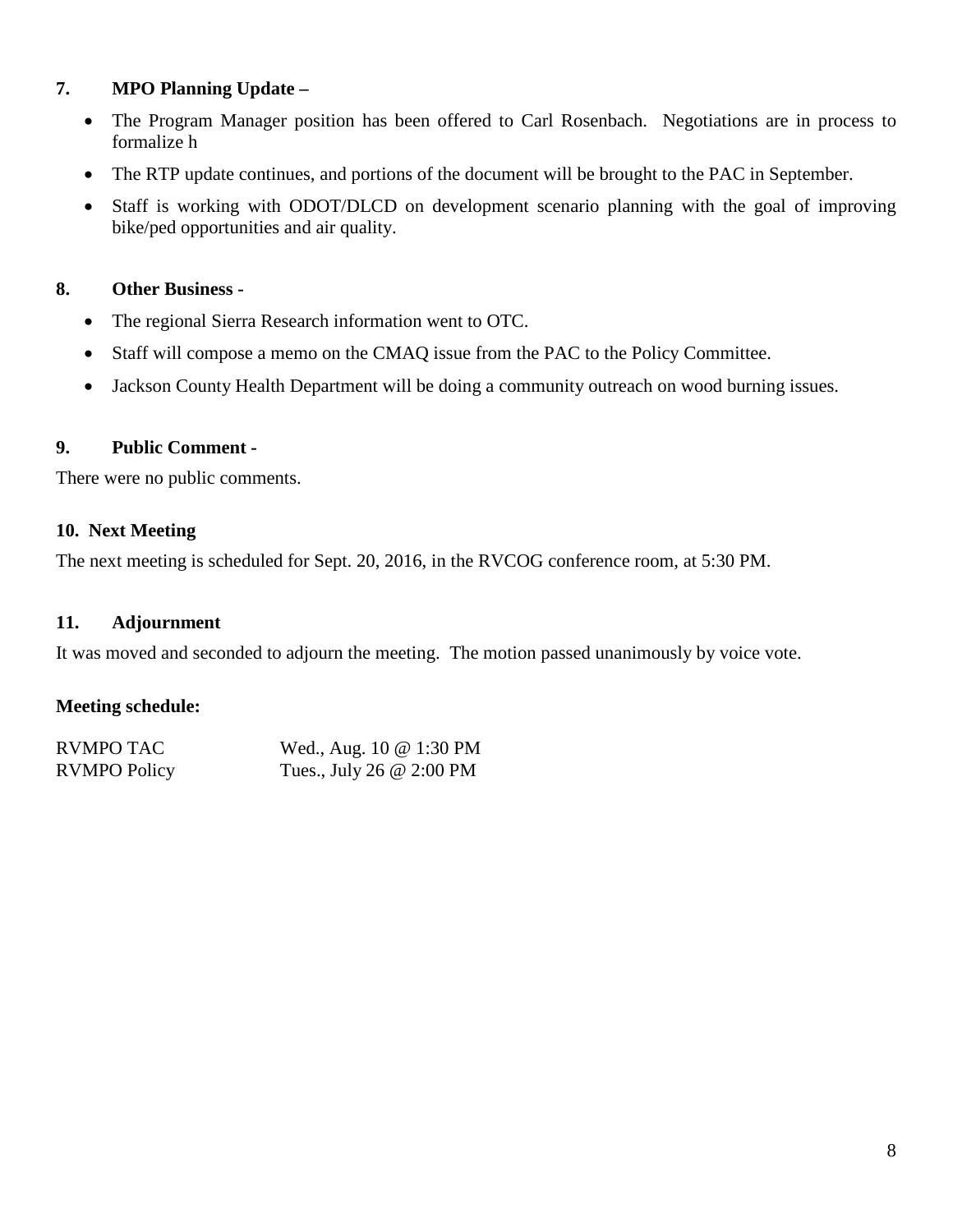**7. MPO Planning Update –**

- The Program Manager position has been offered to Carl Rosenbach. Negotiations are in process to formalize h
- The RTP update continues, and portions of the document will be brought to the PAC in September.
- Staff is working with ODOT/DLCD on development scenario planning with the goal of improving bike/ped opportunities and air quality.

**8. Other Business -**

- The regional Sierra Research information went to OTC.
- Staff will compose a memo on the CMAQ issue from the PAC to the Policy Committee.
- Jackson County Health Department will be doing a community outreach on wood burning issues.

**9. Public Comment -**

There were no public comments.

**10. Next Meeting**

The next meeting is scheduled for Sept. 20, 2016, in the RVCOG conference room, at 5:30 PM.

**11. Adjournment**

It was moved and seconded to adjourn the meeting. The motion passed unanimously by voice vote.

**Meeting schedule:**

| | |
|---|---|
| RVMPO TAC | Wed., Aug. 10 @ 1:30 PM |
| RVMPO Policy | Tues., July 26 @ 2:00 PM |